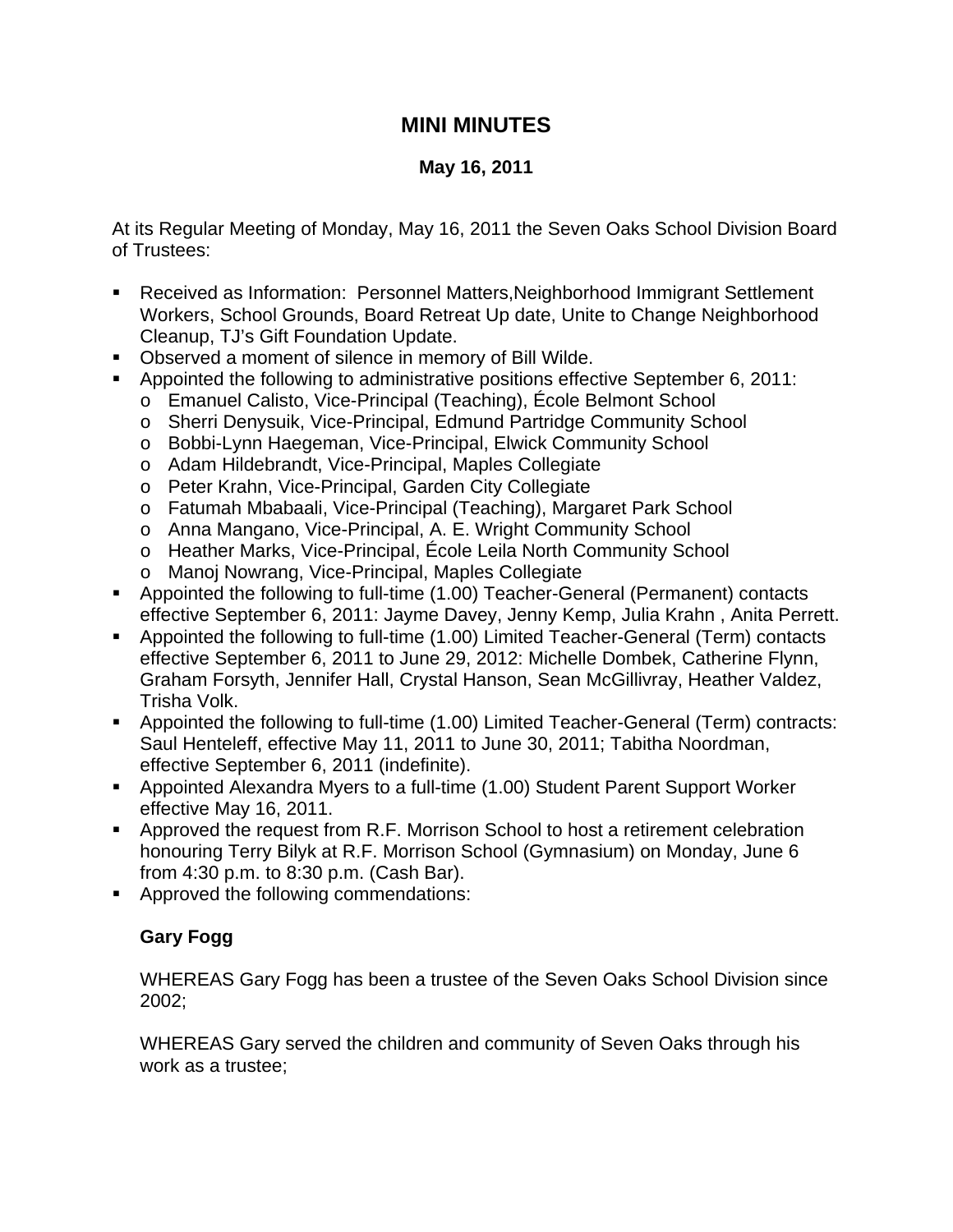# MINI MINUTES

### May 16, 2011

At its Regular Meeting of Monday, May 16, 2011 the Seven Oaks School Division Board of Trustees:

- Received as Information: Personnel Matters,Neighborhood Immigrant Settlement Workers, School Grounds, Board Retreat Up date, Unite to Change Neighborhood Cleanup, TJ's Gift Foundation Update.
- Observed a moment of silence in memory of Bill Wilde.
- Appointed the following to administrative positions effective September 6, 2011:
  - Emanuel Calisto, Vice-Principal (Teaching), École Belmont School
  - Sherri Denysuik, Vice-Principal, Edmund Partridge Community School
  - Bobbi-Lynn Haegeman, Vice-Principal, Elwick Community School
  - Adam Hildebrandt, Vice-Principal, Maples Collegiate
  - Peter Krahn, Vice-Principal, Garden City Collegiate
  - Fatumah Mbabaali, Vice-Principal (Teaching), Margaret Park School
  - Anna Mangano, Vice-Principal, A. E. Wright Community School
  - Heather Marks, Vice-Principal, École Leila North Community School
  - Manoj Nowrang, Vice-Principal, Maples Collegiate
- Appointed the following to full-time (1.00) Teacher-General (Permanent) contacts effective September 6, 2011: Jayme Davey, Jenny Kemp, Julia Krahn , Anita Perrett.
- Appointed the following to full-time (1.00) Limited Teacher-General (Term) contacts effective September 6, 2011 to June 29, 2012: Michelle Dombek, Catherine Flynn, Graham Forsyth, Jennifer Hall, Crystal Hanson, Sean McGillivray, Heather Valdez, Trisha Volk.
- Appointed the following to full-time (1.00) Limited Teacher-General (Term) contracts: Saul Henteleff, effective May 11, 2011 to June 30, 2011; Tabitha Noordman, effective September 6, 2011 (indefinite).
- Appointed Alexandra Myers to a full-time (1.00) Student Parent Support Worker effective May 16, 2011.
- Approved the request from R.F. Morrison School to host a retirement celebration honouring Terry Bilyk at R.F. Morrison School (Gymnasium) on Monday, June 6 from 4:30 p.m. to 8:30 p.m. (Cash Bar).
- Approved the following commendations:

  **Gary Fogg**

  WHEREAS Gary Fogg has been a trustee of the Seven Oaks School Division since 2002;

  WHEREAS Gary served the children and community of Seven Oaks through his work as a trustee;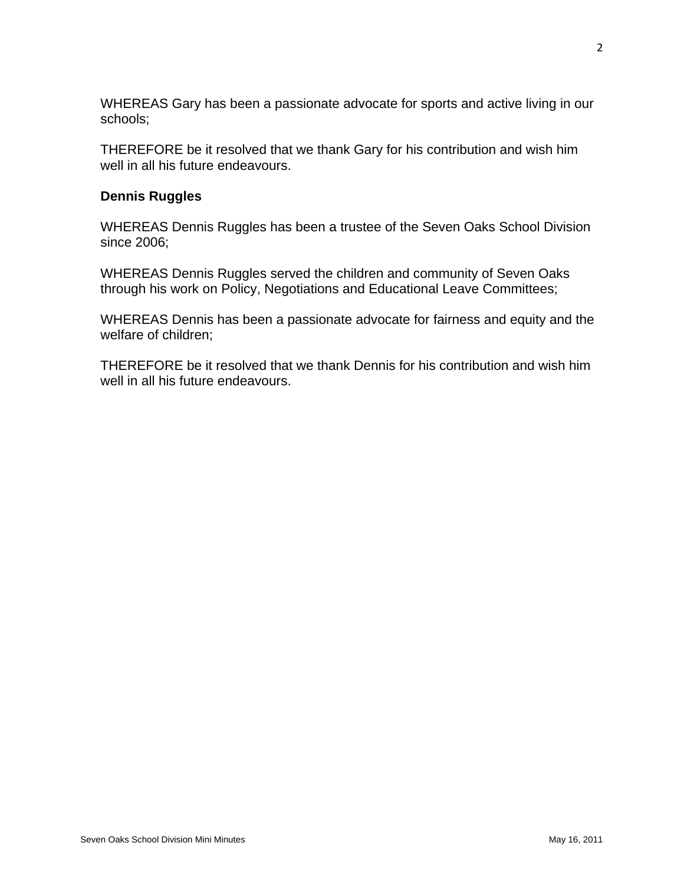WHEREAS Gary has been a passionate advocate for sports and active living in our schools;

THEREFORE be it resolved that we thank Gary for his contribution and wish him well in all his future endeavours.

**Dennis Ruggles**

WHEREAS Dennis Ruggles has been a trustee of the Seven Oaks School Division since 2006;

WHEREAS Dennis Ruggles served the children and community of Seven Oaks through his work on Policy, Negotiations and Educational Leave Committees;

WHEREAS Dennis has been a passionate advocate for fairness and equity and the welfare of children;

THEREFORE be it resolved that we thank Dennis for his contribution and wish him well in all his future endeavours.